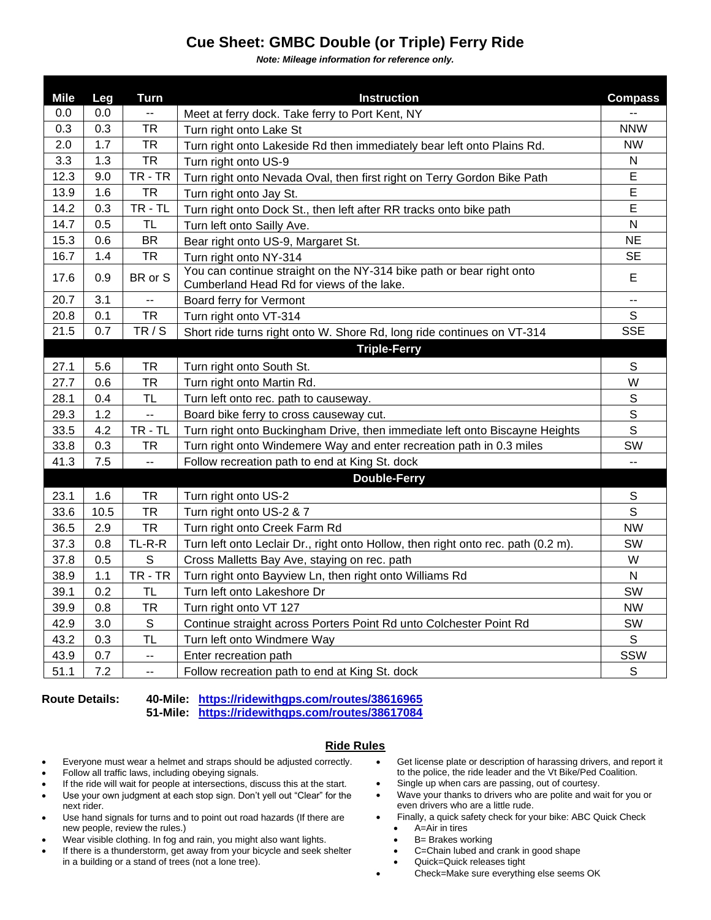# Cue Sheet: GMBC Double (or Triple) Ferry Ride

***Note: Mileage information for reference only.***

| Mile | Leg | Turn | Instruction | Compass |
|---|---|---|---|---|
| 0.0 | 0.0 | -- | Meet at ferry dock. Take ferry to Port Kent, NY | -- |
| 0.3 | 0.3 | TR | Turn right onto Lake St | NNW |
| 2.0 | 1.7 | TR | Turn right onto Lakeside Rd then immediately bear left onto Plains Rd. | NW |
| 3.3 | 1.3 | TR | Turn right onto US-9 | N |
| 12.3 | 9.0 | TR - TR | Turn right onto Nevada Oval, then first right on Terry Gordon Bike Path | E |
| 13.9 | 1.6 | TR | Turn right onto Jay St. | E |
| 14.2 | 0.3 | TR - TL | Turn right onto Dock St., then left after RR tracks onto bike path | E |
| 14.7 | 0.5 | TL | Turn left onto Sailly Ave. | N |
| 15.3 | 0.6 | BR | Bear right onto US-9, Margaret St. | NE |
| 16.7 | 1.4 | TR | Turn right onto NY-314 | SE |
| 17.6 | 0.9 | BR or S | You can continue straight on the NY-314 bike path or bear right onto Cumberland Head Rd for views of the lake. | E |
| 20.7 | 3.1 | -- | Board ferry for Vermont | -- |
| 20.8 | 0.1 | TR | Turn right onto VT-314 | S |
| 21.5 | 0.7 | TR / S | Short ride turns right onto W. Shore Rd, long ride continues on VT-314 | SSE |
| | | | **Triple-Ferry** | |
| 27.1 | 5.6 | TR | Turn right onto South St. | S |
| 27.7 | 0.6 | TR | Turn right onto Martin Rd. | W |
| 28.1 | 0.4 | TL | Turn left onto rec. path to causeway. | S |
| 29.3 | 1.2 | -- | Board bike ferry to cross causeway cut. | S |
| 33.5 | 4.2 | TR - TL | Turn right onto Buckingham Drive, then immediate left onto Biscayne Heights | S |
| 33.8 | 0.3 | TR | Turn right onto Windemere Way and enter recreation path in 0.3 miles | SW |
| 41.3 | 7.5 | -- | Follow recreation path to end at King St. dock | -- |
| | | | **Double-Ferry** | |
| 23.1 | 1.6 | TR | Turn right onto US-2 | S |
| 33.6 | 10.5 | TR | Turn right onto US-2 & 7 | S |
| 36.5 | 2.9 | TR | Turn right onto Creek Farm Rd | NW |
| 37.3 | 0.8 | TL-R-R | Turn left onto Leclair Dr., right onto Hollow, then right onto rec. path (0.2 m). | SW |
| 37.8 | 0.5 | S | Cross Malletts Bay Ave, staying on rec. path | W |
| 38.9 | 1.1 | TR - TR | Turn right onto Bayview Ln, then right onto Williams Rd | N |
| 39.1 | 0.2 | TL | Turn left onto Lakeshore Dr | SW |
| 39.9 | 0.8 | TR | Turn right onto VT 127 | NW |
| 42.9 | 3.0 | S | Continue straight across Porters Point Rd unto Colchester Point Rd | SW |
| 43.2 | 0.3 | TL | Turn left onto Windmere Way | S |
| 43.9 | 0.7 | -- | Enter recreation path | SSW |
| 51.1 | 7.2 | -- | Follow recreation path to end at King St. dock | S |

**Route Details:**
**40-Mile:** https://ridewithgps.com/routes/38616965
**51-Mile:** https://ridewithgps.com/routes/38617084

## Ride Rules

- Everyone must wear a helmet and straps should be adjusted correctly.
- Follow all traffic laws, including obeying signals.
- If the ride will wait for people at intersections, discuss this at the start.
- Use your own judgment at each stop sign. Don't yell out "Clear" for the next rider.
- Use hand signals for turns and to point out road hazards (If there are new people, review the rules.)
- Wear visible clothing. In fog and rain, you might also want lights.
- If there is a thunderstorm, get away from your bicycle and seek shelter in a building or a stand of trees (not a lone tree).
- Get license plate or description of harassing drivers, and report it to the police, the ride leader and the Vt Bike/Ped Coalition.
- Single up when cars are passing, out of courtesy.
- Wave your thanks to drivers who are polite and wait for you or even drivers who are a little rude.
- Finally, a quick safety check for your bike: ABC Quick Check
  - A=Air in tires
  - B= Brakes working
  - C=Chain lubed and crank in good shape
  - Quick=Quick releases tight
- Check=Make sure everything else seems OK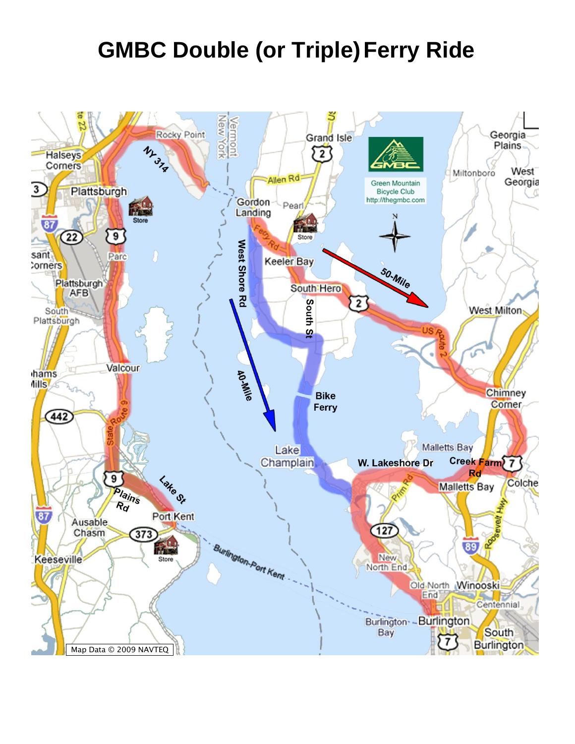# GMBC Double (or Triple) Ferry Ride

Rocky Point

NY 314

Halseys Corners

Plattsburgh

Store

Plattsburgh AFB

South Plattsburgh

Valcour

State Route 9

Plains Rd

Lake St

Port Kent

Ausable Chasm

Store

Keeseville

Burlington-Port Kent

Grand Isle

Allen Rd

Gordon Landing

Pearl

Store

Ferry Rd

Keeler Bay

West Shore Rd

South Hero

South St

40-Mile

Bike Ferry

Lake Champlain

Green Mountain Bicycle Club
http://thegmbc.com

N

50-Mile

US Route 2

West Milton

Chimney Corner

Malletts Bay

W. Lakeshore Dr

Creek Farm Rd

Malletts Bay

Colchester

Prim Rd

New North End

Old North End

Winooski

Centennial

Burlington Bay

Burlington

South Burlington

Georgia Plains

Miltonboro

West Georgia

Roosevelt Hwy

Map Data © 2009 NAVTEQ